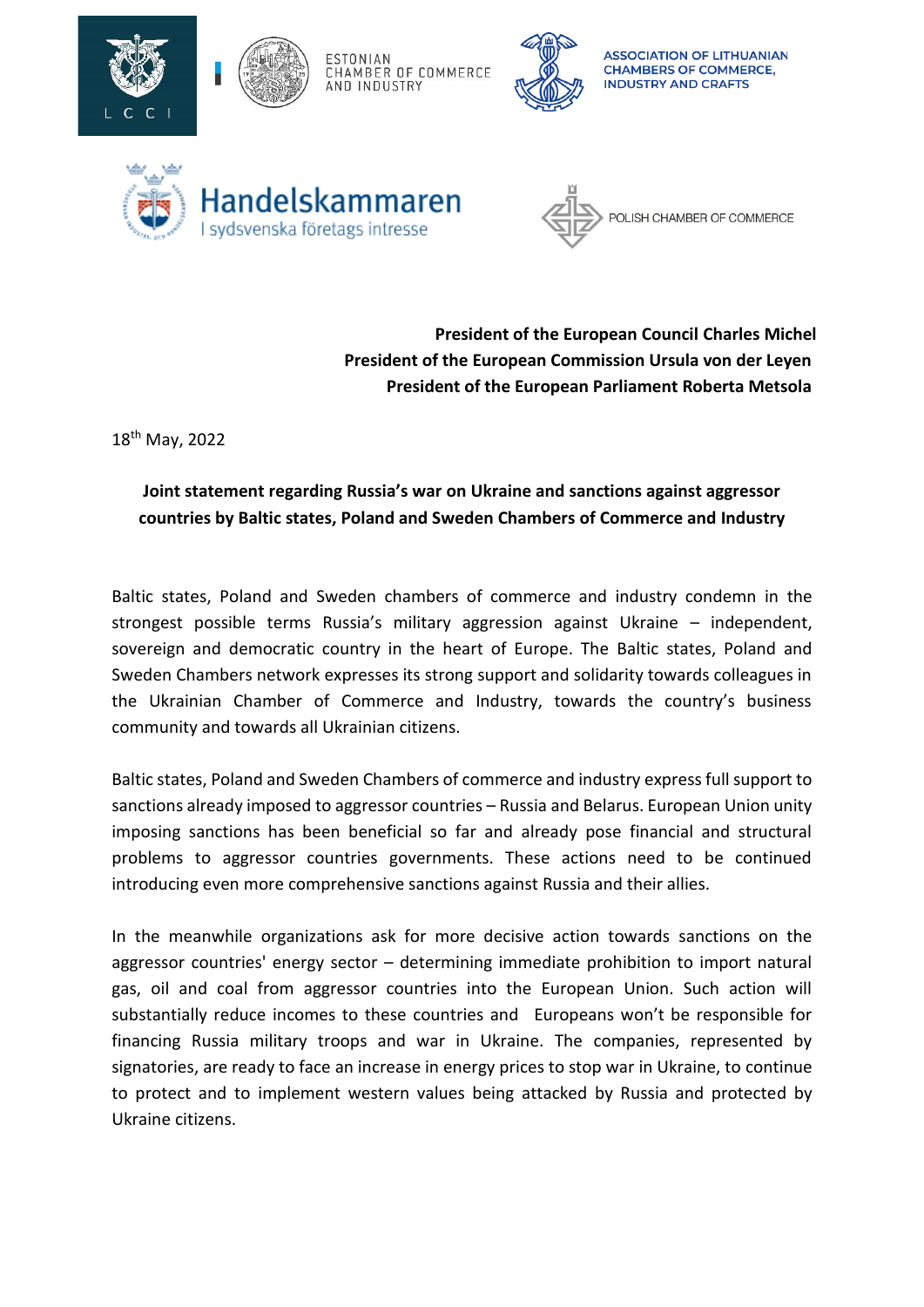L C C I

ESTONIAN CHAMBER OF COMMERCE AND INDUSTRY

ASSOCIATION OF LITHUANIAN CHAMBERS OF COMMERCE, INDUSTRY AND CRAFTS

Handelskammaren
I sydsvenska företags intresse

POLISH CHAMBER OF COMMERCE

**President of the European Council Charles Michel**
**President of the European Commission Ursula von der Leyen**
**President of the European Parliament Roberta Metsola**

18th May, 2022

**Joint statement regarding Russia's war on Ukraine and sanctions against aggressor countries by Baltic states, Poland and Sweden Chambers of Commerce and Industry**

Baltic states, Poland and Sweden chambers of commerce and industry condemn in the strongest possible terms Russia's military aggression against Ukraine – independent, sovereign and democratic country in the heart of Europe. The Baltic states, Poland and Sweden Chambers network expresses its strong support and solidarity towards colleagues in the Ukrainian Chamber of Commerce and Industry, towards the country's business community and towards all Ukrainian citizens.

Baltic states, Poland and Sweden Chambers of commerce and industry express full support to sanctions already imposed to aggressor countries – Russia and Belarus. European Union unity imposing sanctions has been beneficial so far and already pose financial and structural problems to aggressor countries governments. These actions need to be continued introducing even more comprehensive sanctions against Russia and their allies.

In the meanwhile organizations ask for more decisive action towards sanctions on the aggressor countries' energy sector – determining immediate prohibition to import natural gas, oil and coal from aggressor countries into the European Union. Such action will substantially reduce incomes to these countries and Europeans won't be responsible for financing Russia military troops and war in Ukraine. The companies, represented by signatories, are ready to face an increase in energy prices to stop war in Ukraine, to continue to protect and to implement western values being attacked by Russia and protected by Ukraine citizens.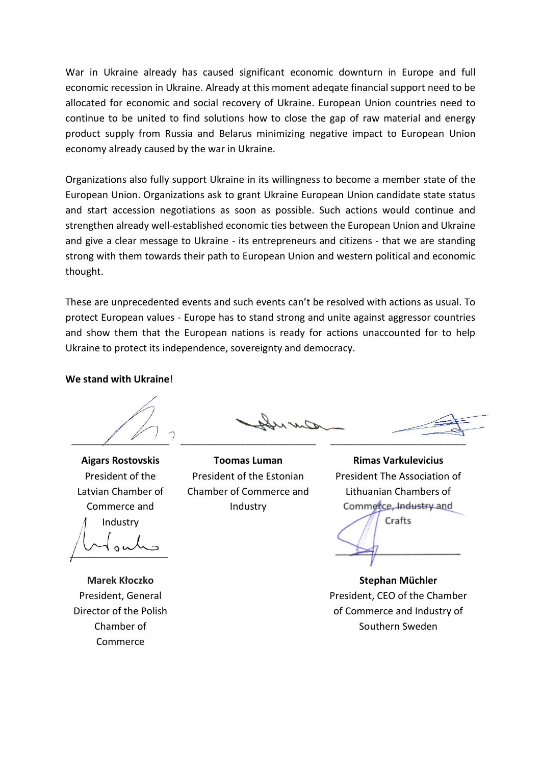War in Ukraine already has caused significant economic downturn in Europe and full economic recession in Ukraine. Already at this moment adeqate financial support need to be allocated for economic and social recovery of Ukraine. European Union countries need to continue to be united to find solutions how to close the gap of raw material and energy product supply from Russia and Belarus minimizing negative impact to European Union economy already caused by the war in Ukraine.

Organizations also fully support Ukraine in its willingness to become a member state of the European Union. Organizations ask to grant Ukraine European Union candidate state status and start accession negotiations as soon as possible. Such actions would continue and strengthen already well-established economic ties between the European Union and Ukraine and give a clear message to Ukraine - its entrepreneurs and citizens - that we are standing strong with them towards their path to European Union and western political and economic thought.

These are unprecedented events and such events can't be resolved with actions as usual. To protect European values - Europe has to stand strong and unite against aggressor countries and show them that the European nations is ready for actions unaccounted for to help Ukraine to protect its independence, sovereignty and democracy.

**We stand with Ukraine**!

**Aigars Rostovskis**
President of the Latvian Chamber of Commerce and Industry

**Toomas Luman**
President of the Estonian Chamber of Commerce and Industry

**Rimas Varkulevicius**
President The Association of Lithuanian Chambers of Commerce, Industry and Crafts

**Marek Kłoczko**
President, General Director of the Polish Chamber of Commerce

**Stephan Müchler**
President, CEO of the Chamber of Commerce and Industry of Southern Sweden